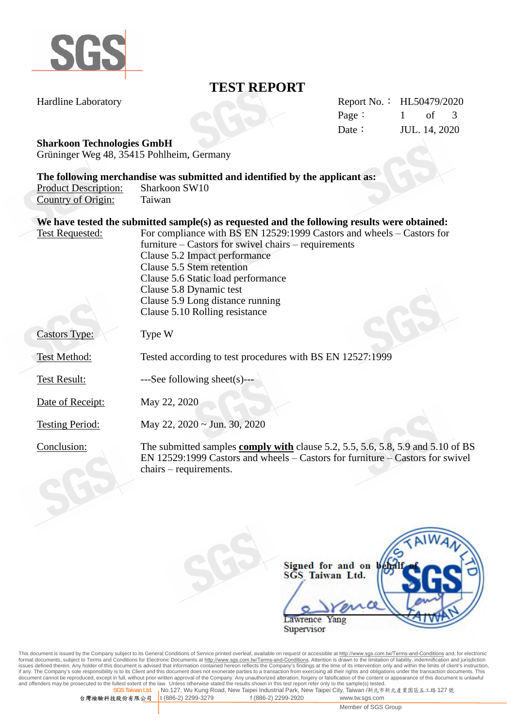# TEST REPORT

Hardline Laboratory

Report No.： HL50479/2020
Page： 1 of 3
Date： JUL. 14, 2020

**Sharkoon Technologies GmbH**
Grüninger Weg 48, 35415 Pohlheim, Germany

**The following merchandise was submitted and identified by the applicant as:**

Product Description: Sharkoon SW10
Country of Origin: Taiwan

**We have tested the submitted sample(s) as requested and the following results were obtained:**

Test Requested: For compliance with BS EN 12529:1999 Castors and wheels – Castors for furniture – Castors for swivel chairs – requirements
Clause 5.2 Impact performance
Clause 5.5 Stem retention
Clause 5.6 Static load performance
Clause 5.8 Dynamic test
Clause 5.9 Long distance running
Clause 5.10 Rolling resistance

Castors Type: Type W

Test Method: Tested according to test procedures with BS EN 12527:1999

Test Result: ---See following sheet(s)---

Date of Receipt: May 22, 2020

Testing Period: May 22, 2020 ~ Jun. 30, 2020

Conclusion: The submitted samples **comply with** clause 5.2, 5.5, 5.6, 5.8, 5.9 and 5.10 of BS EN 12529:1999 Castors and wheels – Castors for furniture – Castors for swivel chairs – requirements.

Signed for and on behalf of
SGS Taiwan Ltd.

Lawrence Yang
Supervisor

This document is issued by the Company subject to its General Conditions of Service printed overleaf, available on request or accessible at http://www.sgs.com.tw/Terms-and-Conditions and, for electronic format documents, subject to Terms and Conditions for Electronic Documents at http://www.sgs.com.tw/Terms-and-Conditions. Attention is drawn to the limitation of liability, indemnification and jurisdiction issues defined therein. Any holder of this document is advised that information contained hereon reflects the Company's findings at the time of its intervention only and within the limits of client's instruction, if any. The Company's sole responsibility is to its Client and this document does not exonerate parties to a transaction from exercising all their rights and obligations under the transaction documents. This document cannot be reproduced, except in full, without prior written approval of the Company. Any unauthorized alteration, forgery or falsification of the content or appearance of this document is unlawful and offenders may be prosecuted to the fullest extent of the law. Unless otherwise stated the results shown in this test report refer only to the sample(s) tested.

SGS Taiwan Ltd. 台灣檢驗科技股份有限公司 | No.127, Wu Kung Road, New Taipei Industrial Park, New Taipei City, Taiwan /新北市新北產業園區五工路 127 號 | t (886-2) 2299-3279 f (886-2) 2299-2920 www.tw.sgs.com
Member of SGS Group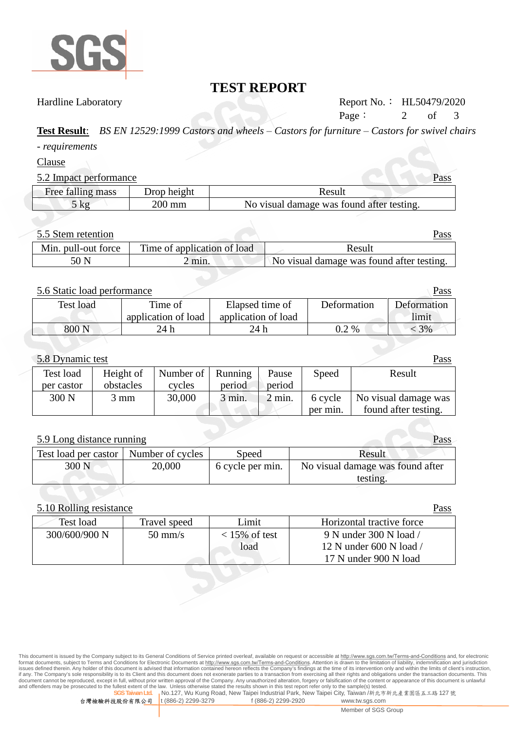# TEST REPORT

Hardline Laboratory

Report No.： HL50479/2020

**Test Result**: *BS EN 12529:1999 Castors and wheels – Castors for furniture – Castors for swivel chairs - requirements*

Clause

5.2 Impact performance — Pass

| Free falling mass | Drop height | Result |
|---|---|---|
| 5 kg | 200 mm | No visual damage was found after testing. |

5.5 Stem retention — Pass

| Min. pull-out force | Time of application of load | Result |
|---|---|---|
| 50 N | 2 min. | No visual damage was found after testing. |

5.6 Static load performance — Pass

| Test load | Time of application of load | Elapsed time of application of load | Deformation | Deformation limit |
|---|---|---|---|---|
| 800 N | 24 h | 24 h | 0.2 % | < 3% |

5.8 Dynamic test — Pass

| Test load per castor | Height of obstacles | Number of cycles | Running period | Pause period | Speed | Result |
|---|---|---|---|---|---|---|
| 300 N | 3 mm | 30,000 | 3 min. | 2 min. | 6 cycle per min. | No visual damage was found after testing. |

5.9 Long distance running — Pass

| Test load per castor | Number of cycles | Speed | Result |
|---|---|---|---|
| 300 N | 20,000 | 6 cycle per min. | No visual damage was found after testing. |

5.10 Rolling resistance — Pass

| Test load | Travel speed | Limit | Horizontal tractive force |
|---|---|---|---|
| 300/600/900 N | 50 mm/s | < 15% of test load | 9 N under 300 N load / 12 N under 600 N load / 17 N under 900 N load |

This document is issued by the Company subject to its General Conditions of Service printed overleaf, available on request or accessible at http://www.sgs.com.tw/Terms-and-Conditions and, for electronic format documents, subject to Terms and Conditions for Electronic Documents at http://www.sgs.com.tw/Terms-and-Conditions. Attention is drawn to the limitation of liability, indemnification and jurisdiction issues defined therein. Any holder of this document is advised that information contained hereon reflects the Company's findings at the time of its intervention only and within the limits of client's instruction, if any. The Company's sole responsibility is to its Client and this document does not exonerate parties to a transaction from exercising all their rights and obligations under the transaction documents. This document cannot be reproduced, except in full, without prior written approval of the Company. Any unauthorized alteration, forgery or falsification of the content or appearance of this document is unlawful and offenders may be prosecuted to the fullest extent of the law. Unless otherwise stated the results shown in this test report refer only to the sample(s) tested.

SGS Taiwan Ltd. 台灣檢驗科技股份有限公司 | No.127, Wu Kung Road, New Taipei Industrial Park, New Taipei City, Taiwan /新北市新北產業園區五工路 127 號 | t (886-2) 2299-3279 | f (886-2) 2299-2920 | www.tw.sgs.com

Member of SGS Group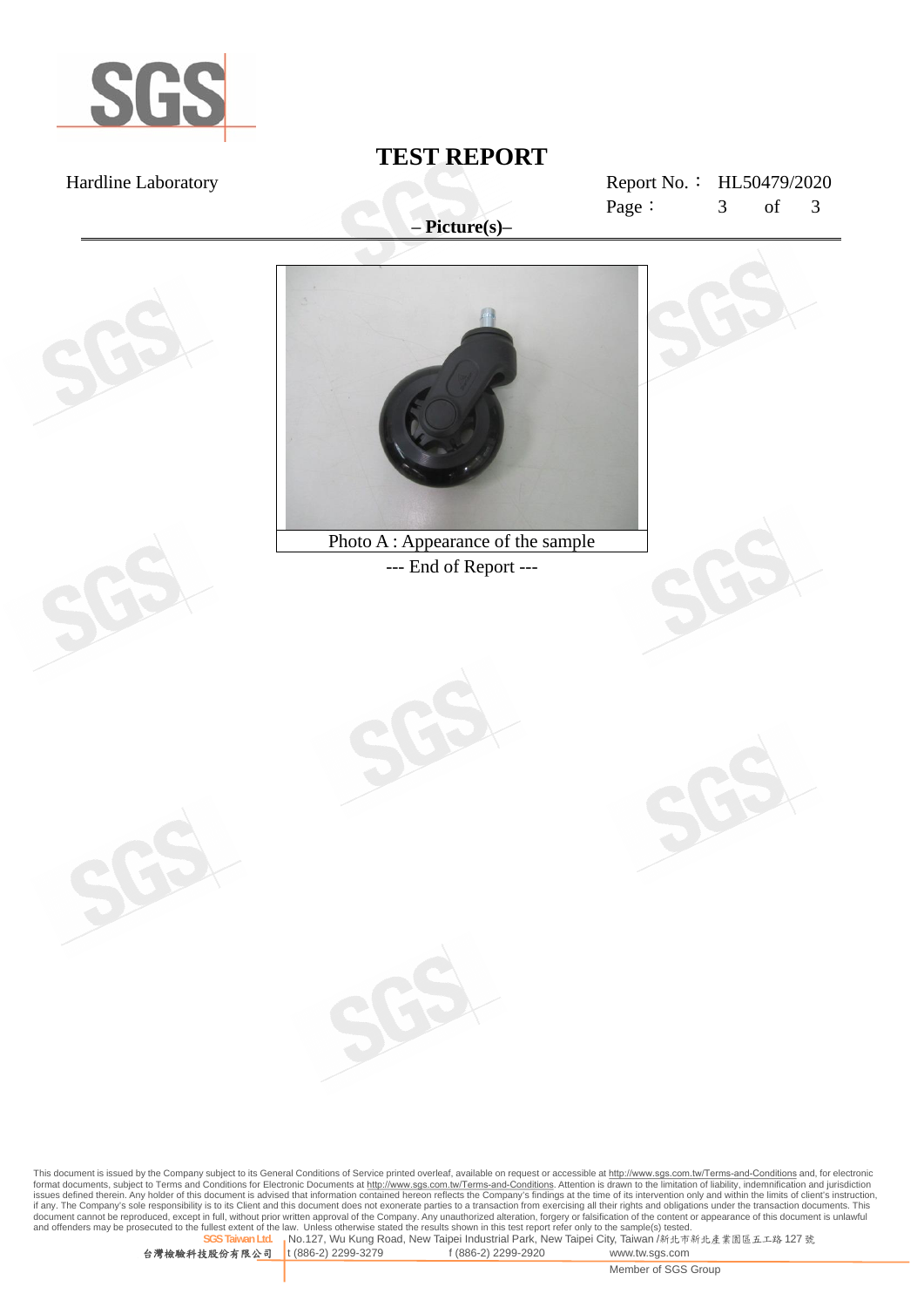# TEST REPORT

Hardline Laboratory

Report No.： HL50479/2020

– **Picture(s)**–

Photo A : Appearance of the sample

--- End of Report ---

This document is issued by the Company subject to its General Conditions of Service printed overleaf, available on request or accessible at http://www.sgs.com.tw/Terms-and-Conditions and, for electronic format documents, subject to Terms and Conditions for Electronic Documents at http://www.sgs.com.tw/Terms-and-Conditions. Attention is drawn to the limitation of liability, indemnification and jurisdiction issues defined therein. Any holder of this document is advised that information contained hereon reflects the Company's findings at the time of its intervention only and within the limits of client's instruction, if any. The Company's sole responsibility is to its Client and this document does not exonerate parties to a transaction from exercising all their rights and obligations under the transaction documents. This document cannot be reproduced, except in full, without prior written approval of the Company. Any unauthorized alteration, forgery or falsification of the content or appearance of this document is unlawful and offenders may be prosecuted to the fullest extent of the law. Unless otherwise stated the results shown in this test report refer only to the sample(s) tested.

SGS Taiwan Ltd. 台灣檢驗科技股份有限公司 | No.127, Wu Kung Road, New Taipei Industrial Park, New Taipei City, Taiwan /新北市新北產業園區五工路 127 號
t (886-2) 2299-3279 f (886-2) 2299-2920 www.tw.sgs.com

Member of SGS Group